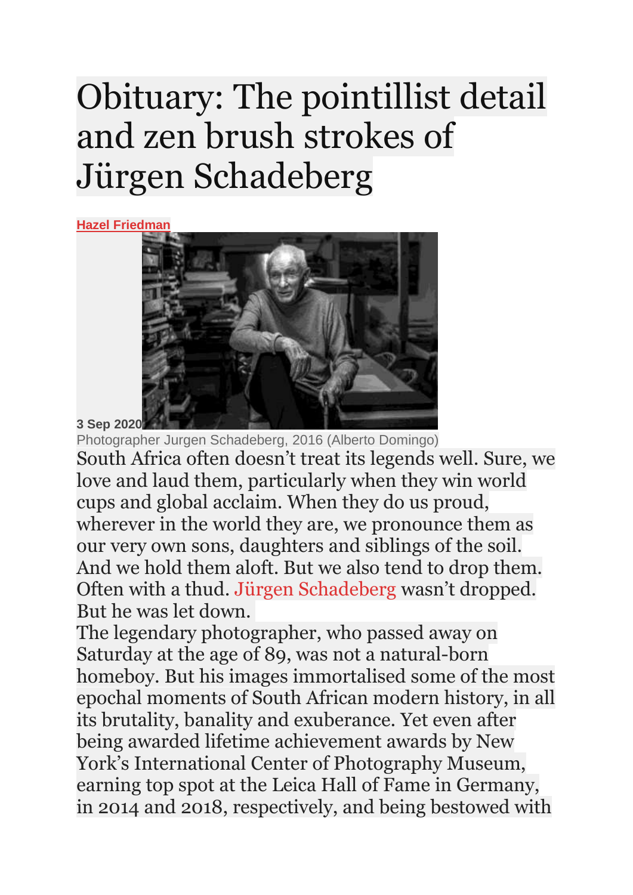# Obituary: The pointillist detail and zen brush strokes of Jürgen Schadeberg

**Hazel Friedman**

**3 Sep 2020**

Photographer Jurgen Schadeberg, 2016 (Alberto Domingo)

South Africa often doesn't treat its legends well. Sure, we love and laud them, particularly when they win world cups and global acclaim. When they do us proud, wherever in the world they are, we pronounce them as our very own sons, daughters and siblings of the soil. And we hold them aloft. But we also tend to drop them. Often with a thud. Jürgen Schadeberg wasn't dropped. But he was let down.

The legendary photographer, who passed away on Saturday at the age of 89, was not a natural-born homeboy. But his images immortalised some of the most epochal moments of South African modern history, in all its brutality, banality and exuberance. Yet even after being awarded lifetime achievement awards by New York's International Center of Photography Museum, earning top spot at the Leica Hall of Fame in Germany, in 2014 and 2018, respectively, and being bestowed with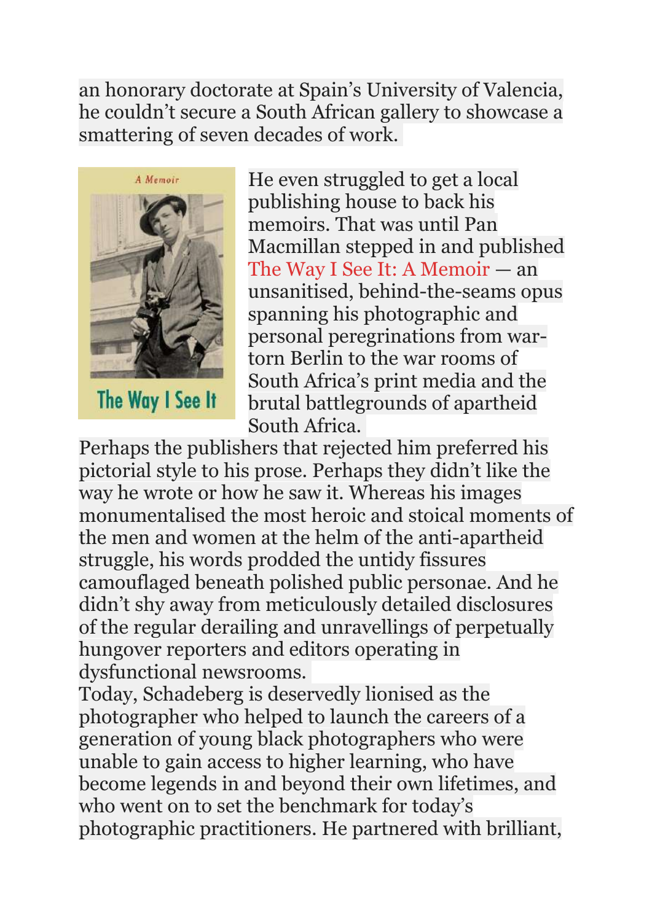an honorary doctorate at Spain's University of Valencia, he couldn't secure a South African gallery to showcase a smattering of seven decades of work.

He even struggled to get a local publishing house to back his memoirs. That was until Pan Macmillan stepped in and published The Way I See It: A Memoir — an unsanitised, behind-the-seams opus spanning his photographic and personal peregrinations from war-torn Berlin to the war rooms of South Africa's print media and the brutal battlegrounds of apartheid South Africa.

Perhaps the publishers that rejected him preferred his pictorial style to his prose. Perhaps they didn't like the way he wrote or how he saw it. Whereas his images monumentalised the most heroic and stoical moments of the men and women at the helm of the anti-apartheid struggle, his words prodded the untidy fissures camouflaged beneath polished public personae. And he didn't shy away from meticulously detailed disclosures of the regular derailing and unravellings of perpetually hungover reporters and editors operating in dysfunctional newsrooms.

Today, Schadeberg is deservedly lionised as the photographer who helped to launch the careers of a generation of young black photographers who were unable to gain access to higher learning, who have become legends in and beyond their own lifetimes, and who went on to set the benchmark for today's photographic practitioners. He partnered with brilliant,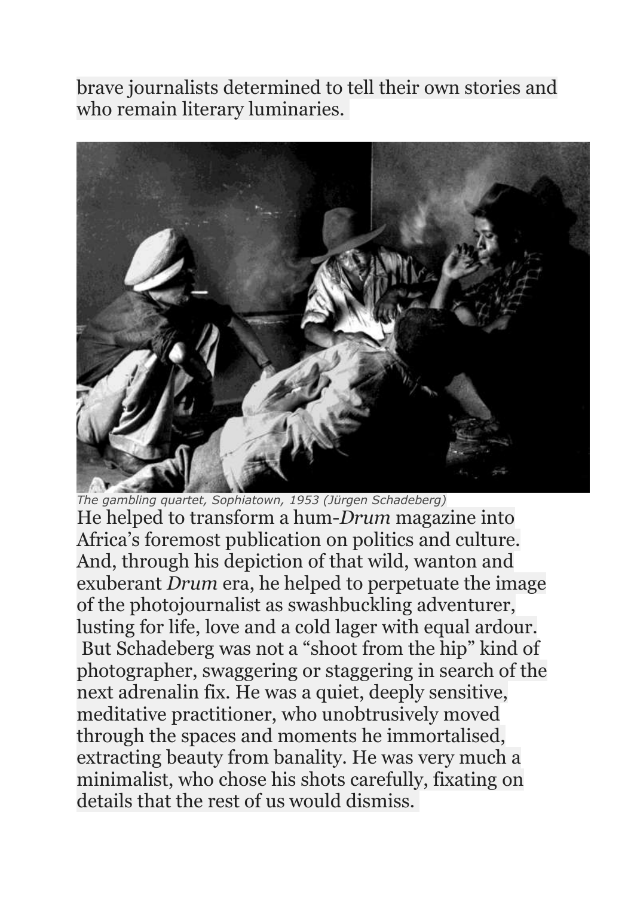brave journalists determined to tell their own stories and who remain literary luminaries.

*The gambling quartet, Sophiatown, 1953 (Jürgen Schadeberg)*

He helped to transform a hum-*Drum* magazine into Africa's foremost publication on politics and culture. And, through his depiction of that wild, wanton and exuberant *Drum* era, he helped to perpetuate the image of the photojournalist as swashbuckling adventurer, lusting for life, love and a cold lager with equal ardour. But Schadeberg was not a "shoot from the hip" kind of photographer, swaggering or staggering in search of the next adrenalin fix. He was a quiet, deeply sensitive, meditative practitioner, who unobtrusively moved through the spaces and moments he immortalised, extracting beauty from banality. He was very much a minimalist, who chose his shots carefully, fixating on details that the rest of us would dismiss.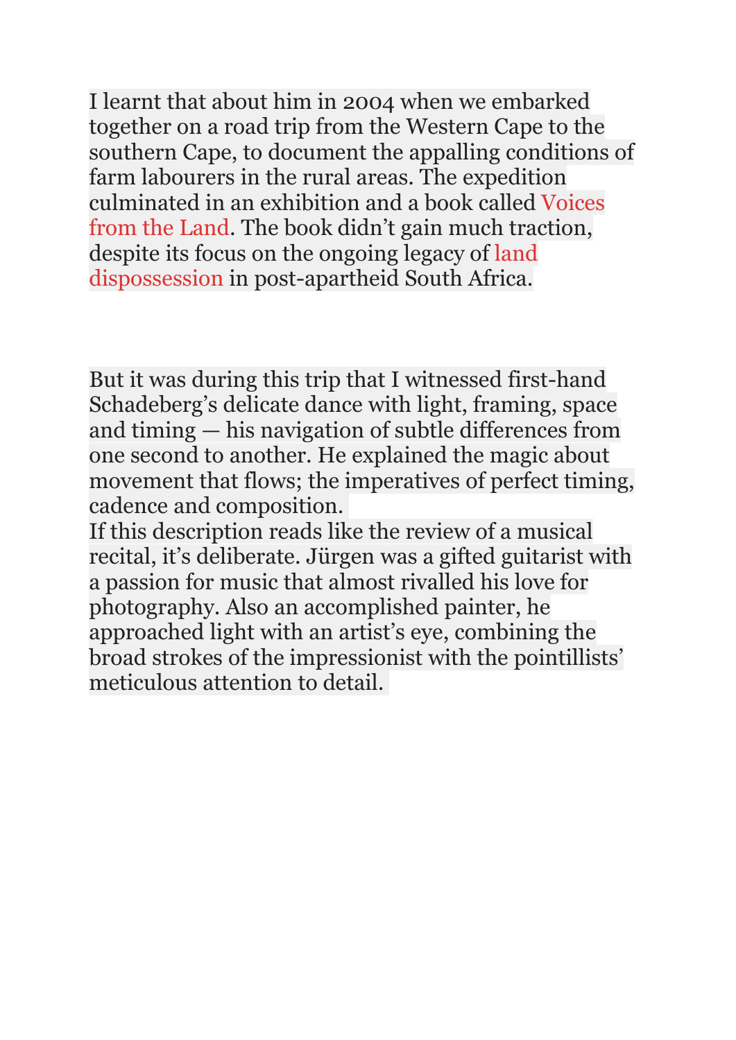I learnt that about him in 2004 when we embarked together on a road trip from the Western Cape to the southern Cape, to document the appalling conditions of farm labourers in the rural areas. The expedition culminated in an exhibition and a book called Voices from the Land. The book didn't gain much traction, despite its focus on the ongoing legacy of land dispossession in post-apartheid South Africa.

But it was during this trip that I witnessed first-hand Schadeberg's delicate dance with light, framing, space and timing — his navigation of subtle differences from one second to another. He explained the magic about movement that flows; the imperatives of perfect timing, cadence and composition.

If this description reads like the review of a musical recital, it's deliberate. Jürgen was a gifted guitarist with a passion for music that almost rivalled his love for photography. Also an accomplished painter, he approached light with an artist's eye, combining the broad strokes of the impressionist with the pointillists' meticulous attention to detail.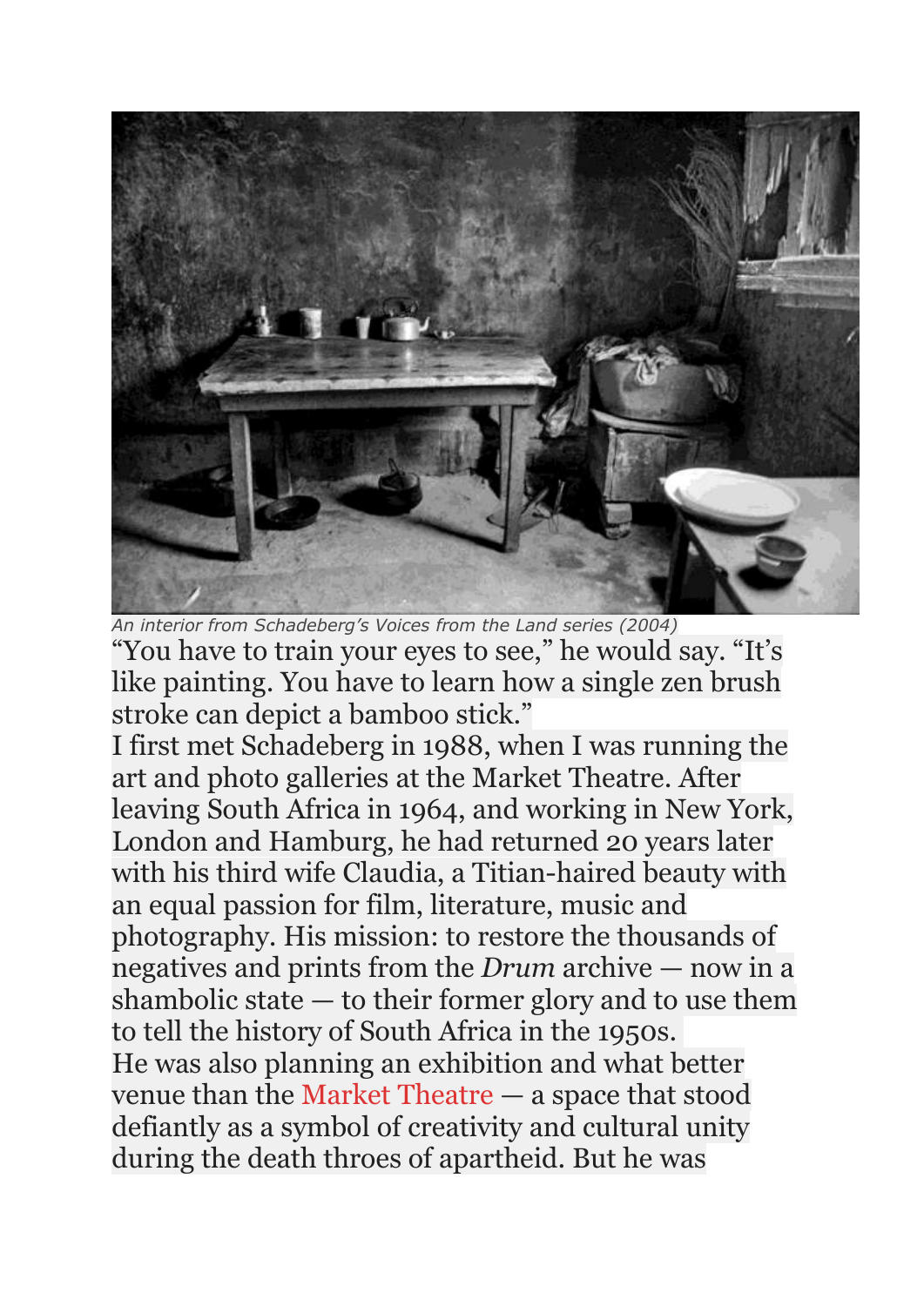*An interior from Schadeberg's Voices from the Land series (2004)*

"You have to train your eyes to see," he would say. "It's like painting. You have to learn how a single zen brush stroke can depict a bamboo stick."

I first met Schadeberg in 1988, when I was running the art and photo galleries at the Market Theatre. After leaving South Africa in 1964, and working in New York, London and Hamburg, he had returned 20 years later with his third wife Claudia, a Titian-haired beauty with an equal passion for film, literature, music and photography. His mission: to restore the thousands of negatives and prints from the *Drum* archive — now in a shambolic state — to their former glory and to use them to tell the history of South Africa in the 1950s.

He was also planning an exhibition and what better venue than the Market Theatre — a space that stood defiantly as a symbol of creativity and cultural unity during the death throes of apartheid. But he was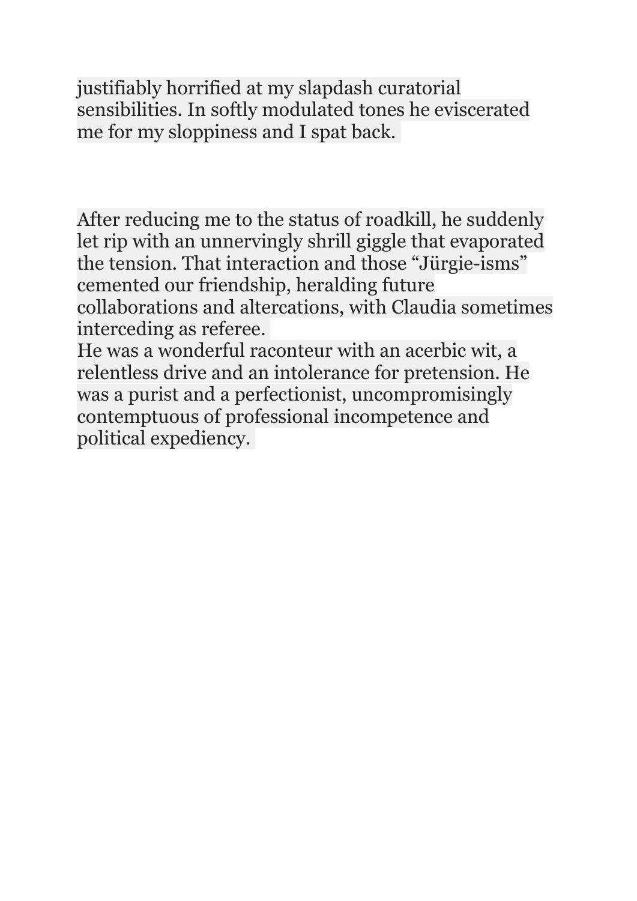justifiably horrified at my slapdash curatorial sensibilities. In softly modulated tones he eviscerated me for my sloppiness and I spat back.

After reducing me to the status of roadkill, he suddenly let rip with an unnervingly shrill giggle that evaporated the tension. That interaction and those “Jürgie-isms” cemented our friendship, heralding future collaborations and altercations, with Claudia sometimes interceding as referee.

He was a wonderful raconteur with an acerbic wit, a relentless drive and an intolerance for pretension. He was a purist and a perfectionist, uncompromisingly contemptuous of professional incompetence and political expediency.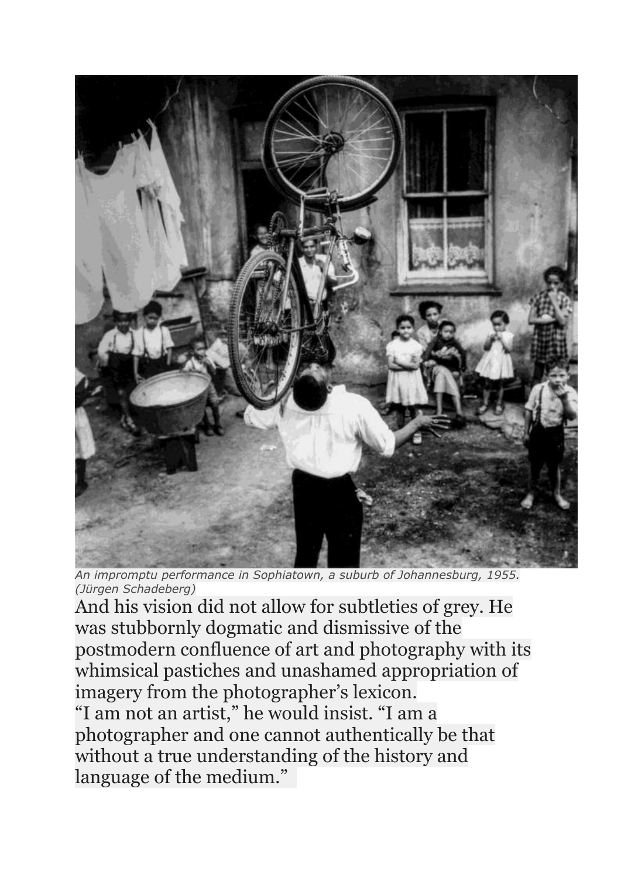*An impromptu performance in Sophiatown, a suburb of Johannesburg, 1955. (Jürgen Schadeberg)*

And his vision did not allow for subtleties of grey. He was stubbornly dogmatic and dismissive of the postmodern confluence of art and photography with its whimsical pastiches and unashamed appropriation of imagery from the photographer's lexicon.

"I am not an artist," he would insist. "I am a photographer and one cannot authentically be that without a true understanding of the history and language of the medium."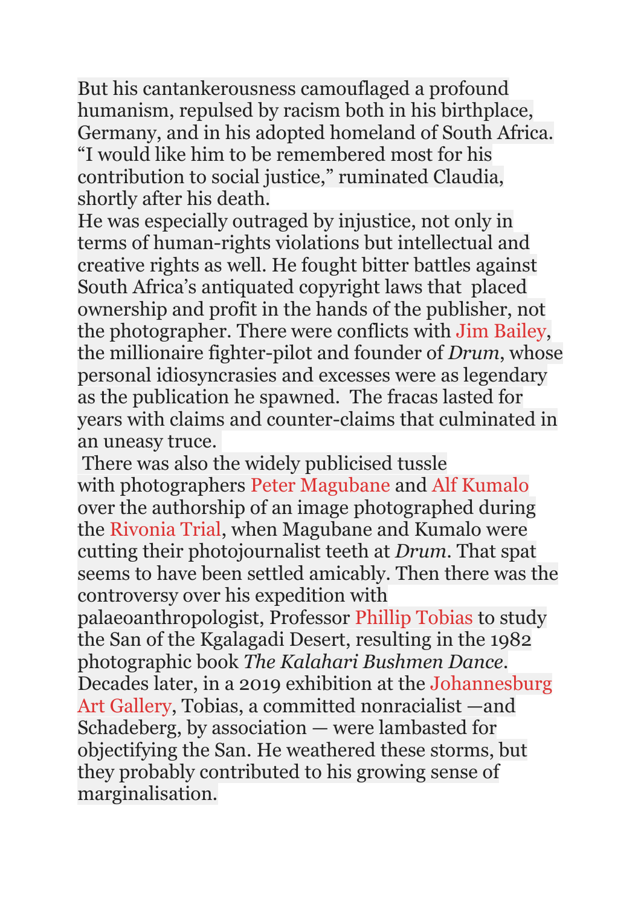But his cantankerousness camouflaged a profound humanism, repulsed by racism both in his birthplace, Germany, and in his adopted homeland of South Africa. “I would like him to be remembered most for his contribution to social justice,” ruminated Claudia, shortly after his death.

He was especially outraged by injustice, not only in terms of human-rights violations but intellectual and creative rights as well. He fought bitter battles against South Africa’s antiquated copyright laws that placed ownership and profit in the hands of the publisher, not the photographer. There were conflicts with Jim Bailey, the millionaire fighter-pilot and founder of *Drum*, whose personal idiosyncrasies and excesses were as legendary as the publication he spawned. The fracas lasted for years with claims and counter-claims that culminated in an uneasy truce.

There was also the widely publicised tussle with photographers Peter Magubane and Alf Kumalo over the authorship of an image photographed during the Rivonia Trial, when Magubane and Kumalo were cutting their photojournalist teeth at *Drum*. That spat seems to have been settled amicably. Then there was the controversy over his expedition with palaeoanthropologist, Professor Phillip Tobias to study the San of the Kgalagadi Desert, resulting in the 1982 photographic book *The Kalahari Bushmen Dance*. Decades later, in a 2019 exhibition at the Johannesburg Art Gallery, Tobias, a committed nonracialist —and Schadeberg, by association — were lambasted for objectifying the San. He weathered these storms, but they probably contributed to his growing sense of marginalisation.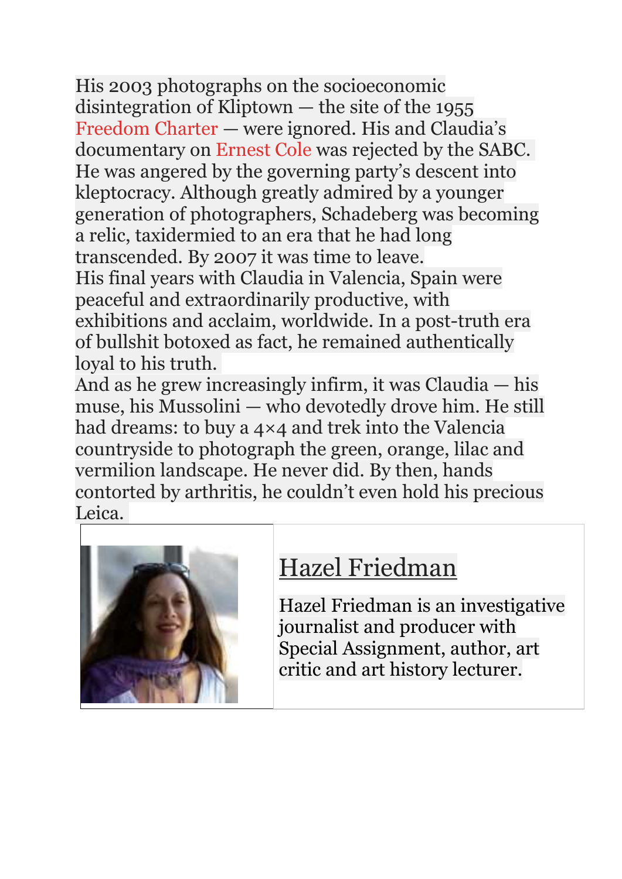His 2003 photographs on the socioeconomic disintegration of Kliptown — the site of the 1955 Freedom Charter — were ignored. His and Claudia's documentary on Ernest Cole was rejected by the SABC. He was angered by the governing party's descent into kleptocracy. Although greatly admired by a younger generation of photographers, Schadeberg was becoming a relic, taxidermied to an era that he had long transcended. By 2007 it was time to leave.

His final years with Claudia in Valencia, Spain were peaceful and extraordinarily productive, with exhibitions and acclaim, worldwide. In a post-truth era of bullshit botoxed as fact, he remained authentically loyal to his truth.

And as he grew increasingly infirm, it was Claudia — his muse, his Mussolini — who devotedly drove him. He still had dreams: to buy a 4×4 and trek into the Valencia countryside to photograph the green, orange, lilac and vermilion landscape. He never did. By then, hands contorted by arthritis, he couldn't even hold his precious Leica.

## Hazel Friedman

Hazel Friedman is an investigative journalist and producer with Special Assignment, author, art critic and art history lecturer.